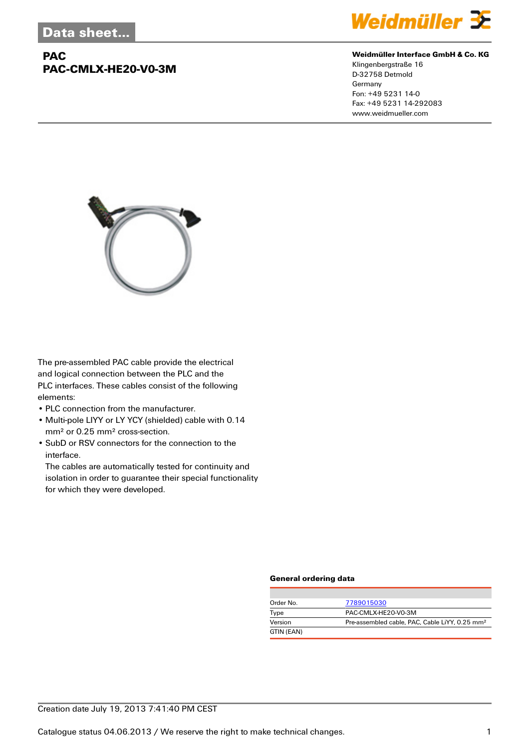Data sheet...

# PAC
# PAC-CMLX-HE20-V0-3M

**Weidmüller Interface GmbH & Co. KG**
Klingenbergstraße 16
D-32758 Detmold
Germany
Fon: +49 5231 14-0
Fax: +49 5231 14-292083
www.weidmueller.com

The pre-assembled PAC cable provide the electrical and logical connection between the PLC and the PLC interfaces. These cables consist of the following elements:

- PLC connection from the manufacturer.
- Multi-pole LIYY or LY YCY (shielded) cable with 0.14 mm² or 0.25 mm² cross-section.
- SubD or RSV connectors for the connection to the interface.
  The cables are automatically tested for continuity and isolation in order to guarantee their special functionality for which they were developed.

### General ordering data

| | |
|---|---|
| Order No. | 7789015030 |
| Type | PAC-CMLX-HE20-V0-3M |
| Version | Pre-assembled cable, PAC, Cable LiYY, 0.25 mm² |
| GTIN (EAN) | |

Creation date July 19, 2013 7:41:40 PM CEST

Catalogue status 04.06.2013 / We reserve the right to make technical changes.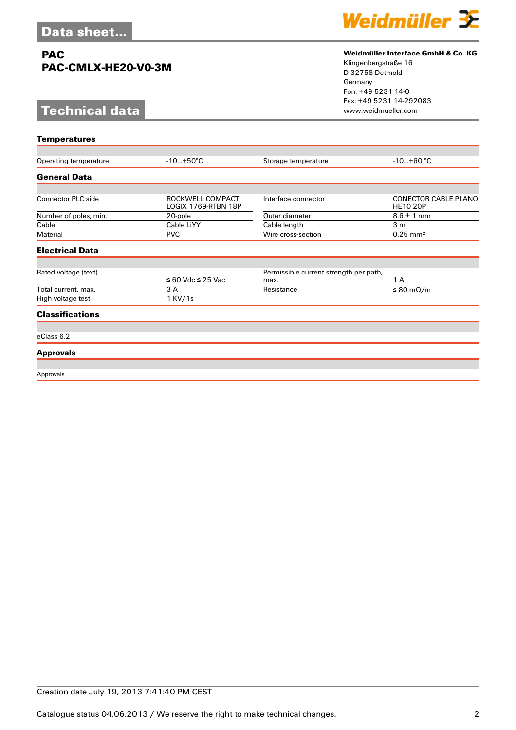# Data sheet...

**PAC**
**PAC-CMLX-HE20-V0-3M**

**Weidmüller Interface GmbH & Co. KG**
Klingenbergstraße 16
D-32758 Detmold
Germany
Fon: +49 5231 14-0
Fax: +49 5231 14-292083
www.weidmueller.com

## Technical data

### Temperatures

| | | | |
|---|---|---|---|
| Operating temperature | -10...+50°C | Storage temperature | -10...+60 °C |

### General Data

| | | | |
|---|---|---|---|
| Connector PLC side | ROCKWELL COMPACT LOGIX 1769-RTBN 18P | Interface connector | CONECTOR CABLE PLANO HE10 20P |
| Number of poles, min. | 20-pole | Outer diameter | 8.6 ± 1 mm |
| Cable | Cable LiYY | Cable length | 3 m |
| Material | PVC | Wire cross-section | 0.25 mm² |

### Electrical Data

| | | | |
|---|---|---|---|
| Rated voltage (text) | ≤ 60 Vdc ≤ 25 Vac | Permissible current strength per path, max. | 1 A |
| Total current, max. | 3 A | Resistance | ≤ 80 mΩ/m |
| High voltage test | 1 KV/1s | | |

### Classifications

eClass 6.2

### Approvals

Approvals

Creation date July 19, 2013 7:41:40 PM CEST

Catalogue status 04.06.2013 / We reserve the right to make technical changes.